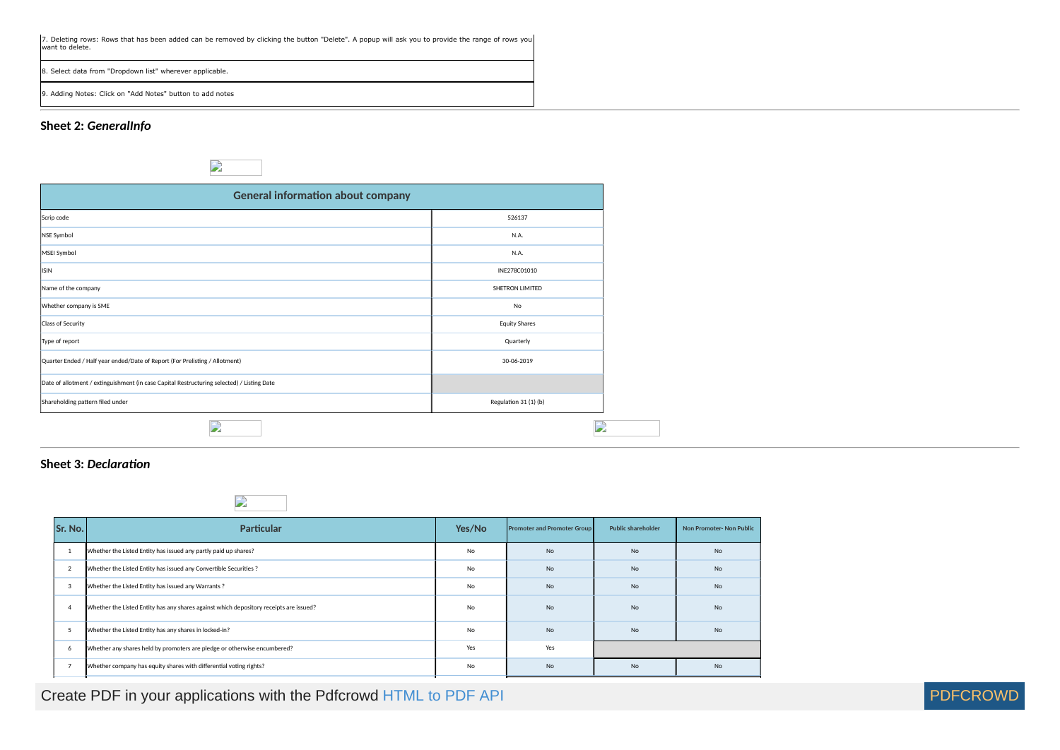| 7. Deleting rows: Rows that has been added can be removed by clicking the button "Delete". A popup will ask you to provide the range of rows you want to delete. |
|---|
| 8. Select data from "Dropdown list" wherever applicable. |
| 9. Adding Notes: Click on "Add Notes" button to add notes |

## Sheet 2: *GeneralInfo*

| General information about company | |
|---|---|
| Scrip code | 526137 |
| NSE Symbol | N.A. |
| MSEI Symbol | N.A. |
| ISIN | INE278C01010 |
| Name of the company | SHETRON LIMITED |
| Whether company is SME | No |
| Class of Security | Equity Shares |
| Type of report | Quarterly |
| Quarter Ended / Half year ended/Date of Report (For Prelisting / Allotment) | 30-06-2019 |
| Date of allotment / extinguishment (in case Capital Restructuring selected) / Listing Date | |
| Shareholding pattern filed under | Regulation 31 (1) (b) |

## Sheet 3: *Declaration*

| Sr. No. | Particular | Yes/No | Promoter and Promoter Group | Public shareholder | Non Promoter- Non Public |
|---|---|---|---|---|---|
| 1 | Whether the Listed Entity has issued any partly paid up shares? | No | No | No | No |
| 2 | Whether the Listed Entity has issued any Convertible Securities ? | No | No | No | No |
| 3 | Whether the Listed Entity has issued any Warrants ? | No | No | No | No |
| 4 | Whether the Listed Entity has any shares against which depository receipts are issued? | No | No | No | No |
| 5 | Whether the Listed Entity has any shares in locked-in? | No | No | No | No |
| 6 | Whether any shares held by promoters are pledge or otherwise encumbered? | Yes | Yes | | |
| 7 | Whether company has equity shares with differential voting rights? | No | No | No | No |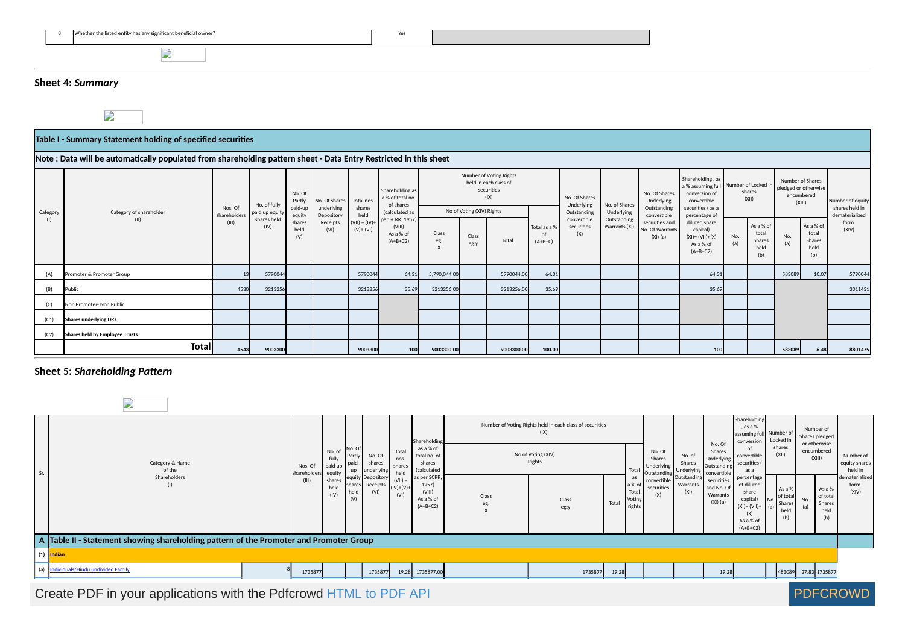| 8 | Whether the listed entity has any significant beneficial owner? | Yes | |
|---|---|---|---|

**Sheet 4:** ***Summary***

**Table I - Summary Statement holding of specified securities**

**Note : Data will be automatically populated from shareholding pattern sheet - Data Entry Restricted in this sheet**

| Category (I) | Category of shareholder (II) | Nos. Of shareholders (III) | No. of fully paid up equity shares held (IV) | No. Of Partly paid-up equity shares held (V) | No. Of shares underlying Depository Receipts (VI) | Total nos. shares held (VII) = (IV)+(V)+ (VI) | Shareholding as a % of total no. of shares (calculated as per SCRR, 1957) (VIII) As a % of (A+B+C2) | Number of Voting Rights held in each class of securities (IX) | | | | No. Of Shares Underlying Outstanding convertible securities (X) | No. of Shares Underlying Outstanding Warrants (Xi) | No. Of Shares Underlying Outstanding convertible securities and No. Of Warrants (Xi) (a) | Shareholding , as a % assuming full conversion of convertible securities ( as a percentage of diluted share capital) (XI)= (VII)+(X) As a % of (A+B+C2) | Number of Locked in shares (XII) | | Number of Shares pledged or otherwise encumbered (XIII) | | Number of equity shares held in dematerialized form (XIV) |
|---|---|---|---|---|---|---|---|---|---|---|---|---|---|---|---|---|---|---|---|---|
| | | | | | | | | No of Voting (XIV) Rights | | | Total as a % of (A+B+C) | | | | | No. (a) | As a % of total Shares held (b) | No. (a) | As a % of total Shares held (b) | |
| | | | | | | | | Class eg: X | Class eg:y | Total | | | | | | | | | | |
| (A) | Promoter & Promoter Group | 13 | 5790044 | | | 5790044 | 64.31 | 5,790,044.00 | | 5790044.00 | 64.31 | | | | 64.31 | | | 583089 | 10.07 | 5790044 |
| (B) | Public | 4530 | 3213256 | | | 3213256 | 35.69 | 3213256.00 | | 3213256.00 | 35.69 | | | | 35.69 | | | | | 3011431 |
| (C) | Non Promoter- Non Public | | | | | | | | | | | | | | | | | | | |
| (C1) | **Shares underlying DRs** | | | | | | | | | | | | | | | | | | | |
| (C2) | **Shares held by Employee Trusts** | | | | | | | | | | | | | | | | | | | |
| | **Total** | 4543 | 9003300 | | | 9003300 | 100 | 9003300.00 | | 9003300.00 | 100.00 | | | | 100 | | | 583089 | 6.48 | 8801475 |

**Sheet 5:** ***Shareholding Pattern***

| Sr. | Category & Name of the Shareholders (I) | Nos. Of shareholders (III) | No. of fully paid up equity shares held (IV) | No. Of Partly paid-up equity shares held (V) | No. Of shares underlying Depository Receipts (VI) | Total nos. shares held (VII) = (IV)+(V)+ (VI) | Shareholding as a % of total no. of shares (calculated as per SCRR, 1957) (VIII) As a % of (A+B+C2) | Number of Voting Rights held in each class of securities (IX) | | | | No. Of Shares Underlying Outstanding convertible securities (X) | No. of Shares Underlying Outstanding Warrants (Xi) | No. Of Shares Underlying Outstanding convertible securities and No. Of Warrants (Xi) (a) | Shareholding , as a % assuming full conversion of convertible securities ( as a percentage of diluted share capital) (XI)= (VII)+(X) As a % of (A+B+C2) | Number of Locked in shares (XII) | | Number of Shares pledged or otherwise encumbered (XIII) | | Number of equity shares held in dematerialized form (XIV) |
|---|---|---|---|---|---|---|---|---|---|---|---|---|---|---|---|---|---|---|---|---|
| | | | | | | | | No of Voting (XIV) Rights | | | Total as a % of Total Voting rights | | | | | No. (a) | As a % of total Shares held (b) | No. (a) | As a % of total Shares held (b) | |
| | | | | | | | | Class eg: X | Class eg:y | Total | | | | | | | | | | |
| **A** | **Table II - Statement showing shareholding pattern of the Promoter and Promoter Group** | | | | | | | | | | | | | | | | | | | |
| **(1)** | **Indian** | | | | | | | | | | | | | | | | | | | |
| (a) | Individuals/Hindu undivided Family | 8 | 1735877 | | | 1735877 | 19.28 | 1735877.00 | | 1735877 | 19.28 | | | | 19.28 | | | 483089 | 27.83 | 1735877 |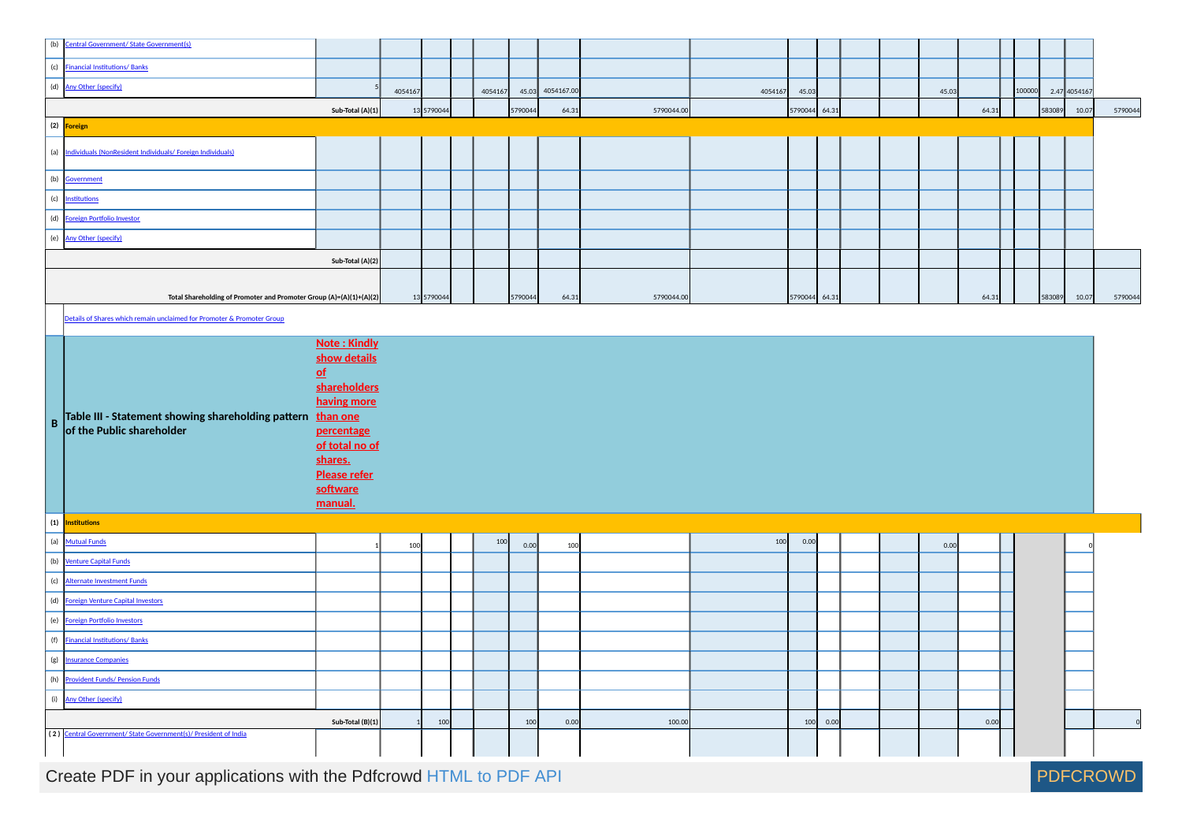| | | | | | | | | | | | | | | | | | | | | | |
|---|---|---|---|---|---|---|---|---|---|---|---|---|---|---|---|---|---|---|---|---|---|
| (b) | Central Government/ State Government(s) | | | | | | | | | | | | | | | | | | | | |
| (c) | Financial Institutions/ Banks | | | | | | | | | | | | | | | | | | | | |
| (d) | Any Other (specify) | 5 | 4054167 | | | 4054167 | 45.03 | 4054167.00 | | 4054167 | 45.03 | | | | 45.03 | | | 100000 | 2.47 | 4054167 | |
| | | Sub-Total (A)(1) | 13 | 5790044 | | | 5790044 | 64.31 | 5790044.00 | | 5790044 | 64.31 | | | | 64.31 | | | 583089 | 10.07 | 5790044 |
| (2) | Foreign | | | | | | | | | | | | | | | | | | | | |
| (a) | Individuals (NonResident Individuals/ Foreign Individuals) | | | | | | | | | | | | | | | | | | | | |
| (b) | Government | | | | | | | | | | | | | | | | | | | | |
| (c) | Institutions | | | | | | | | | | | | | | | | | | | | |
| (d) | Foreign Portfolio Investor | | | | | | | | | | | | | | | | | | | | |
| (e) | Any Other (specify) | | | | | | | | | | | | | | | | | | | | |
| | | Sub-Total (A)(2) | | | | | | | | | | | | | | | | | | | |
| | | Total Shareholding of Promoter and Promoter Group (A)=(A)(1)+(A)(2) | 13 | 5790044 | | | 5790044 | 64.31 | 5790044.00 | | 5790044 | 64.31 | | | | 64.31 | | | 583089 | 10.07 | 5790044 |
| | Details of Shares which remain unclaimed for Promoter & Promoter Group | | | | | | | | | | | | | | | | | | | | |
| B | **Table III - Statement showing shareholding pattern of the Public shareholder** | **Note : Kindly show details of shareholders having more than one percentage of total no of shares. Please refer software manual.** | | | | | | | | | | | | | | | | | | | |
| (1) | Institutions | | | | | | | | | | | | | | | | | | | | |
| (a) | Mutual Funds | 1 | 100 | | | 100 | 0.00 | 100 | | 100 | 0.00 | | | | 0.00 | | | | | 0 | |
| (b) | Venture Capital Funds | | | | | | | | | | | | | | | | | | | | |
| (c) | Alternate Investment Funds | | | | | | | | | | | | | | | | | | | | |
| (d) | Foreign Venture Capital Investors | | | | | | | | | | | | | | | | | | | | |
| (e) | Foreign Portfolio Investors | | | | | | | | | | | | | | | | | | | | |
| (f) | Financial Institutions/ Banks | | | | | | | | | | | | | | | | | | | | |
| (g) | Insurance Companies | | | | | | | | | | | | | | | | | | | | |
| (h) | Provident Funds/ Pension Funds | | | | | | | | | | | | | | | | | | | | |
| (i) | Any Other (specify) | | | | | | | | | | | | | | | | | | | | |
| | | Sub-Total (B)(1) | 1 | 100 | | | 100 | 0.00 | 100.00 | | 100 | 0.00 | | | | 0.00 | | | | | 0 |
| (2) | Central Government/ State Government(s)/ President of India | | | | | | | | | | | | | | | | | | | | |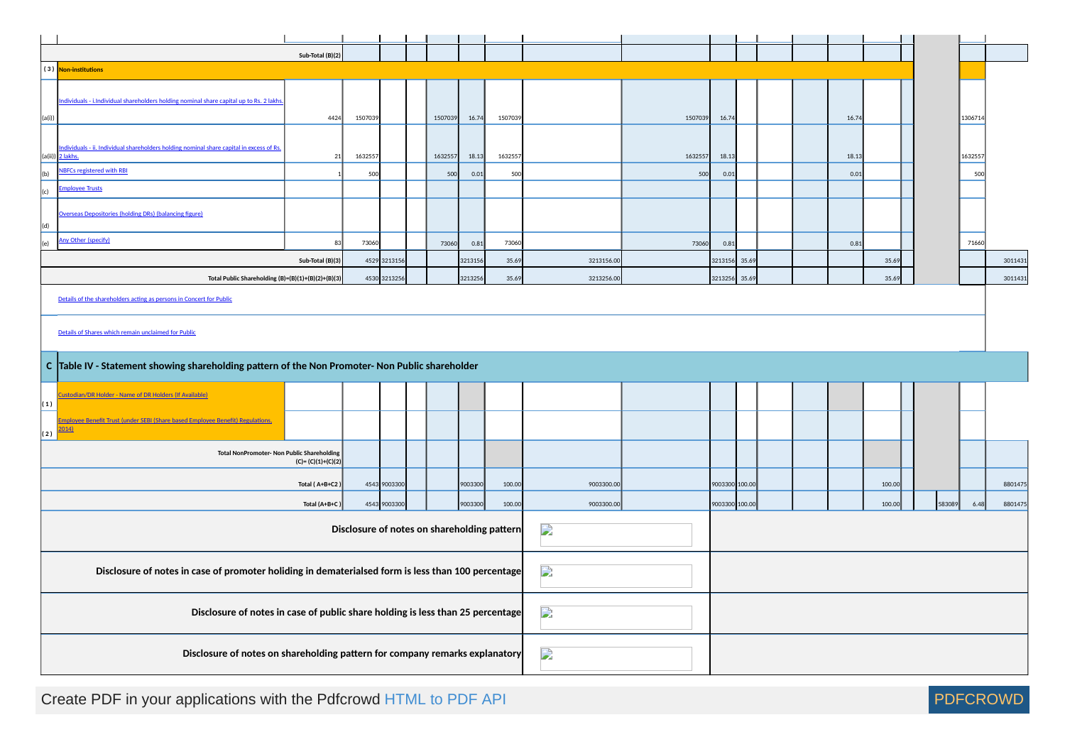| | | | | | | | | | | | | | | | | | | | | |
|---|---|---|---|---|---|---|---|---|---|---|---|---|---|---|---|---|---|---|---|---|
| | Sub-Total (B)(2) | | | | | | | | | | | | | | | | | | | |
| (3) | **Non-institutions** | | | | | | | | | | | | | | | | | | | |
| (a(i)) | Individuals - i.Individual shareholders holding nominal share capital up to Rs. 2 lakhs. | 4424 | 1507039 | | | 1507039 | 16.74 | 1507039 | | 1507039 | 16.74 | | | | 16.74 | | | | 1306714 | |
| (a(ii)) | Individuals - ii. Individual shareholders holding nominal share capital in excess of Rs. 2 lakhs. | 21 | 1632557 | | | 1632557 | 18.13 | 1632557 | | 1632557 | 18.13 | | | | 18.13 | | | | 1632557 | |
| (b) | NBFCs registered with RBI | 1 | 500 | | | 500 | 0.01 | 500 | | 500 | 0.01 | | | | 0.01 | | | | 500 | |
| (c) | Employee Trusts | | | | | | | | | | | | | | | | | | | |
| (d) | Overseas Depositories (holding DRs) (balancing figure) | | | | | | | | | | | | | | | | | | | |
| (e) | Any Other (specify) | 83 | 73060 | | | 73060 | 0.81 | 73060 | | 73060 | 0.81 | | | | 0.81 | | | | 71660 | |
| | Sub-Total (B)(3) | | 4529 | 3213156 | | | 3213156 | 35.69 | 3213156.00 | | 3213156 | 35.69 | | | | 35.69 | | | | 3011431 |
| | Total Public Shareholding (B)=(B)(1)+(B)(2)+(B)(3) | | 4530 | 3213256 | | | 3213256 | 35.69 | 3213256.00 | | 3213256 | 35.69 | | | | 35.69 | | | | 3011431 |
| | Details of the shareholders acting as persons in Concert for Public | | | | | | | | | | | | | | | | | | | |
| | Details of Shares which remain unclaimed for Public | | | | | | | | | | | | | | | | | | | |
| **C** | **Table IV - Statement showing shareholding pattern of the Non Promoter- Non Public shareholder** | | | | | | | | | | | | | | | | | | | |
| (1) | Custodian/DR Holder - Name of DR Holders (If Available) | | | | | | | | | | | | | | | | | | | |
| (2) | Employee Benefit Trust (under SEBI (Share based Employee Benefit) Regulations, 2014) | | | | | | | | | | | | | | | | | | | |
| | Total NonPromoter- Non Public Shareholding (C)= (C)(1)+(C)(2) | | | | | | | | | | | | | | | | | | | |
| | Total ( A+B+C2 ) | | 4543 | 9003300 | | | 9003300 | 100.00 | 9003300.00 | | 9003300 | 100.00 | | | | 100.00 | | | | 8801475 |
| | Total (A+B+C ) | | 4543 | 9003300 | | | 9003300 | 100.00 | 9003300.00 | | 9003300 | 100.00 | | | | 100.00 | | 583089 | 6.48 | 8801475 |

**Disclosure of notes on shareholding pattern**

**Disclosure of notes in case of promoter holiding in dematerialsed form is less than 100 percentage**

**Disclosure of notes in case of public share holding is less than 25 percentage**

**Disclosure of notes on shareholding pattern for company remarks explanatory**